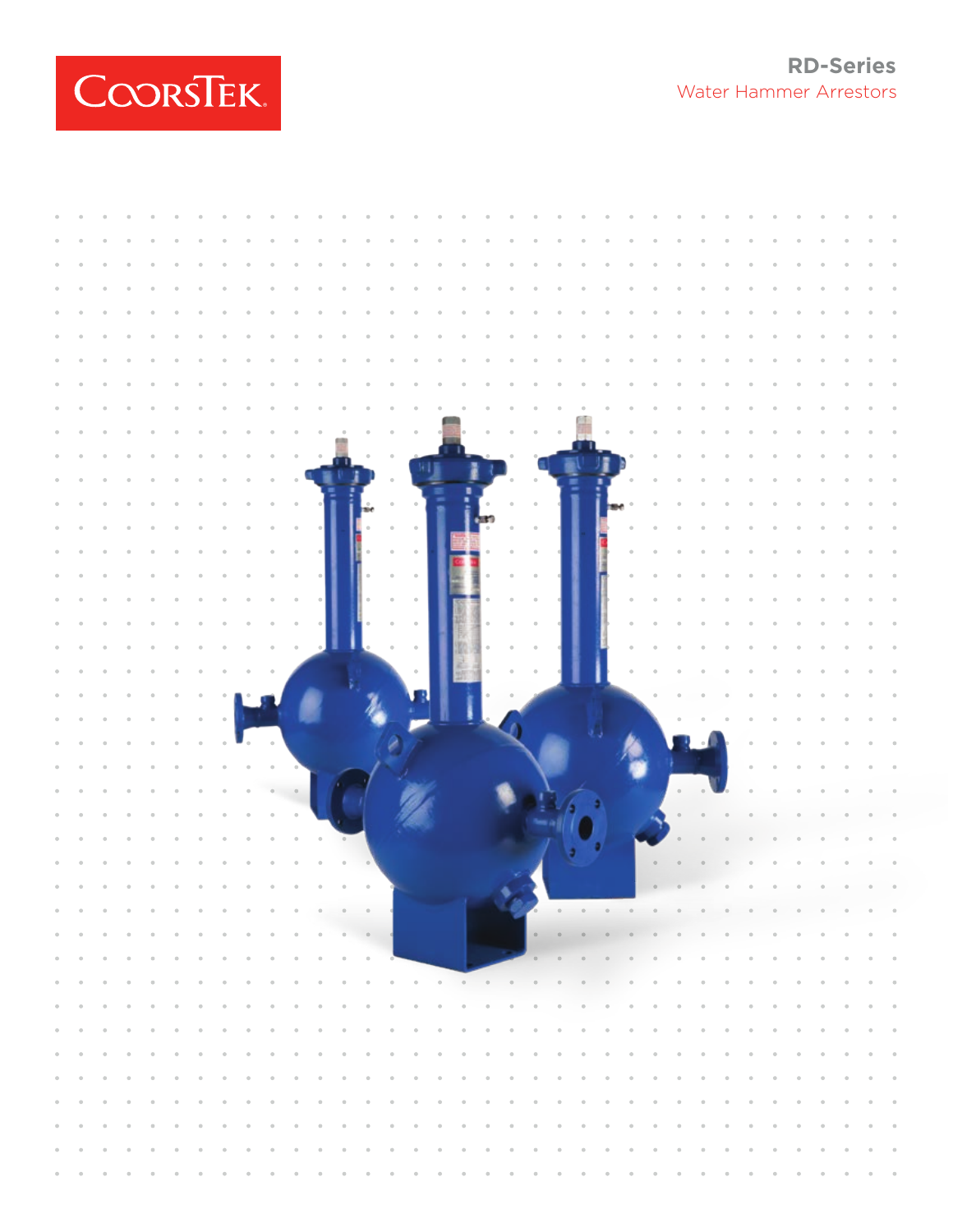CoorsTek

# RD-Series

Water Hammer Arrestors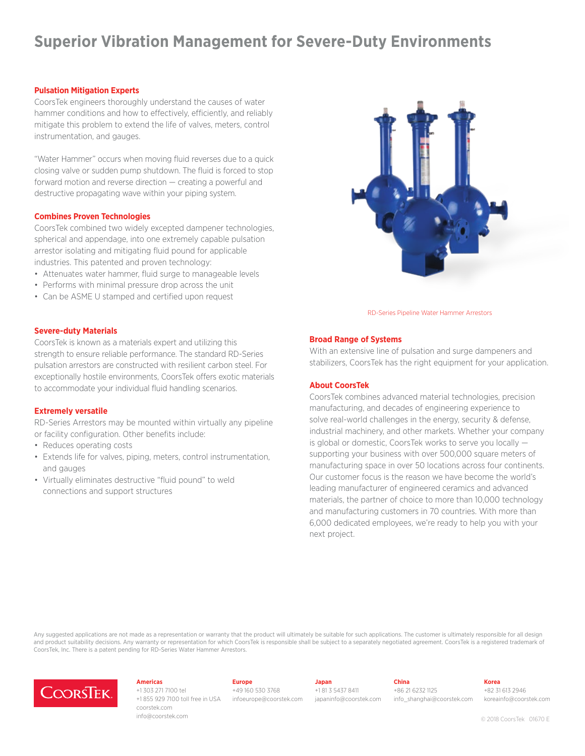# Superior Vibration Management for Severe-Duty Environments

### Pulsation Mitigation Experts

CoorsTek engineers thoroughly understand the causes of water hammer conditions and how to effectively, efficiently, and reliably mitigate this problem to extend the life of valves, meters, control instrumentation, and gauges.

"Water Hammer" occurs when moving fluid reverses due to a quick closing valve or sudden pump shutdown. The fluid is forced to stop forward motion and reverse direction — creating a powerful and destructive propagating wave within your piping system.

### Combines Proven Technologies

CoorsTek combined two widely excepted dampener technologies, spherical and appendage, into one extremely capable pulsation arrestor isolating and mitigating fluid pound for applicable industries. This patented and proven technology:

- Attenuates water hammer, fluid surge to manageable levels
- Performs with minimal pressure drop across the unit
- Can be ASME U stamped and certified upon request

### Severe-duty Materials

CoorsTek is known as a materials expert and utilizing this strength to ensure reliable performance. The standard RD-Series pulsation arrestors are constructed with resilient carbon steel. For exceptionally hostile environments, CoorsTek offers exotic materials to accommodate your individual fluid handling scenarios.

### Extremely versatile

RD-Series Arrestors may be mounted within virtually any pipeline or facility configuration. Other benefits include:

- Reduces operating costs
- Extends life for valves, piping, meters, control instrumentation, and gauges
- Virtually eliminates destructive "fluid pound" to weld connections and support structures

RD-Series Pipeline Water Hammer Arrestors

### Broad Range of Systems

With an extensive line of pulsation and surge dampeners and stabilizers, CoorsTek has the right equipment for your application.

### About CoorsTek

CoorsTek combines advanced material technologies, precision manufacturing, and decades of engineering experience to solve real-world challenges in the energy, security & defense, industrial machinery, and other markets. Whether your company is global or domestic, CoorsTek works to serve you locally — supporting your business with over 500,000 square meters of manufacturing space in over 50 locations across four continents. Our customer focus is the reason we have become the world's leading manufacturer of engineered ceramics and advanced materials, the partner of choice to more than 10,000 technology and manufacturing customers in 70 countries. With more than 6,000 dedicated employees, we're ready to help you with your next project.

Any suggested applications are not made as a representation or warranty that the product will ultimately be suitable for such applications. The customer is ultimately responsible for all design and product suitability decisions. Any warranty or representation for which CoorsTek is responsible shall be subject to a separately negotiated agreement. CoorsTek is a registered trademark of CoorsTek, Inc. There is a patent pending for RD-Series Water Hammer Arrestors.

CoorsTek

**Americas**
+1 303 271 7100 tel
+1 855 929 7100 toll free in USA
coorstek.com
info@coorstek.com

**Europe**
+49 160 530 3768
infoeurope@coorstek.com

**Japan**
+1 81 3 5437 8411
japaninfo@coorstek.com

**China**
+86 21 6232 1125
info_shanghai@coorstek.com

**Korea**
+82 31 613 2946
koreainfo@coorstek.com

© 2018 CoorsTek 01670 E